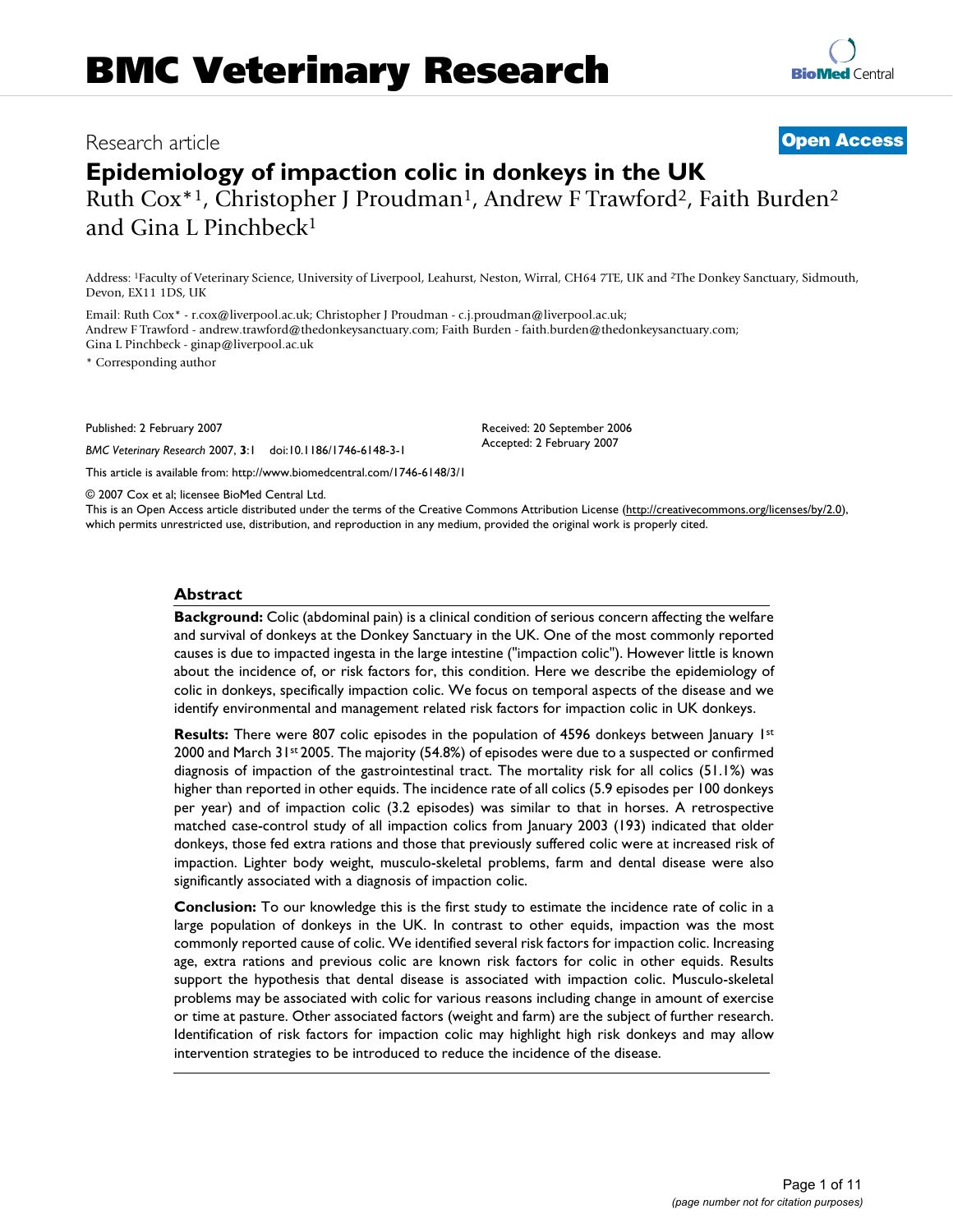# Epidemiology of impaction colic in donkeys in the UK

Ruth Cox*[1], Christopher J Proudman[1], Andrew F Trawford[2], Faith Burden[2] and Gina L Pinchbeck[1]

Address: [1]Faculty of Veterinary Science, University of Liverpool, Leahurst, Neston, Wirral, CH64 7TE, UK and [2]The Donkey Sanctuary, Sidmouth, Devon, EX11 1DS, UK

Email: Ruth Cox* - r.cox@liverpool.ac.uk; Christopher J Proudman - c.j.proudman@liverpool.ac.uk; Andrew F Trawford - andrew.trawford@thedonkeysanctuary.com; Faith Burden - faith.burden@thedonkeysanctuary.com; Gina L Pinchbeck - ginap@liverpool.ac.uk

\* Corresponding author

Published: 2 February 2007

*BMC Veterinary Research* 2007, **3**:1 doi:10.1186/1746-6148-3-1

Received: 20 September 2006
Accepted: 2 February 2007

This article is available from: http://www.biomedcentral.com/1746-6148/3/1

© 2007 Cox et al; licensee BioMed Central Ltd.
This is an Open Access article distributed under the terms of the Creative Commons Attribution License (http://creativecommons.org/licenses/by/2.0), which permits unrestricted use, distribution, and reproduction in any medium, provided the original work is properly cited.

## Abstract

**Background:** Colic (abdominal pain) is a clinical condition of serious concern affecting the welfare and survival of donkeys at the Donkey Sanctuary in the UK. One of the most commonly reported causes is due to impacted ingesta in the large intestine ("impaction colic"). However little is known about the incidence of, or risk factors for, this condition. Here we describe the epidemiology of colic in donkeys, specifically impaction colic. We focus on temporal aspects of the disease and we identify environmental and management related risk factors for impaction colic in UK donkeys.

**Results:** There were 807 colic episodes in the population of 4596 donkeys between January 1st 2000 and March 31st 2005. The majority (54.8%) of episodes were due to a suspected or confirmed diagnosis of impaction of the gastrointestinal tract. The mortality risk for all colics (51.1%) was higher than reported in other equids. The incidence rate of all colics (5.9 episodes per 100 donkeys per year) and of impaction colic (3.2 episodes) was similar to that in horses. A retrospective matched case-control study of all impaction colics from January 2003 (193) indicated that older donkeys, those fed extra rations and those that previously suffered colic were at increased risk of impaction. Lighter body weight, musculo-skeletal problems, farm and dental disease were also significantly associated with a diagnosis of impaction colic.

**Conclusion:** To our knowledge this is the first study to estimate the incidence rate of colic in a large population of donkeys in the UK. In contrast to other equids, impaction was the most commonly reported cause of colic. We identified several risk factors for impaction colic. Increasing age, extra rations and previous colic are known risk factors for colic in other equids. Results support the hypothesis that dental disease is associated with impaction colic. Musculo-skeletal problems may be associated with colic for various reasons including change in amount of exercise or time at pasture. Other associated factors (weight and farm) are the subject of further research. Identification of risk factors for impaction colic may highlight high risk donkeys and may allow intervention strategies to be introduced to reduce the incidence of the disease.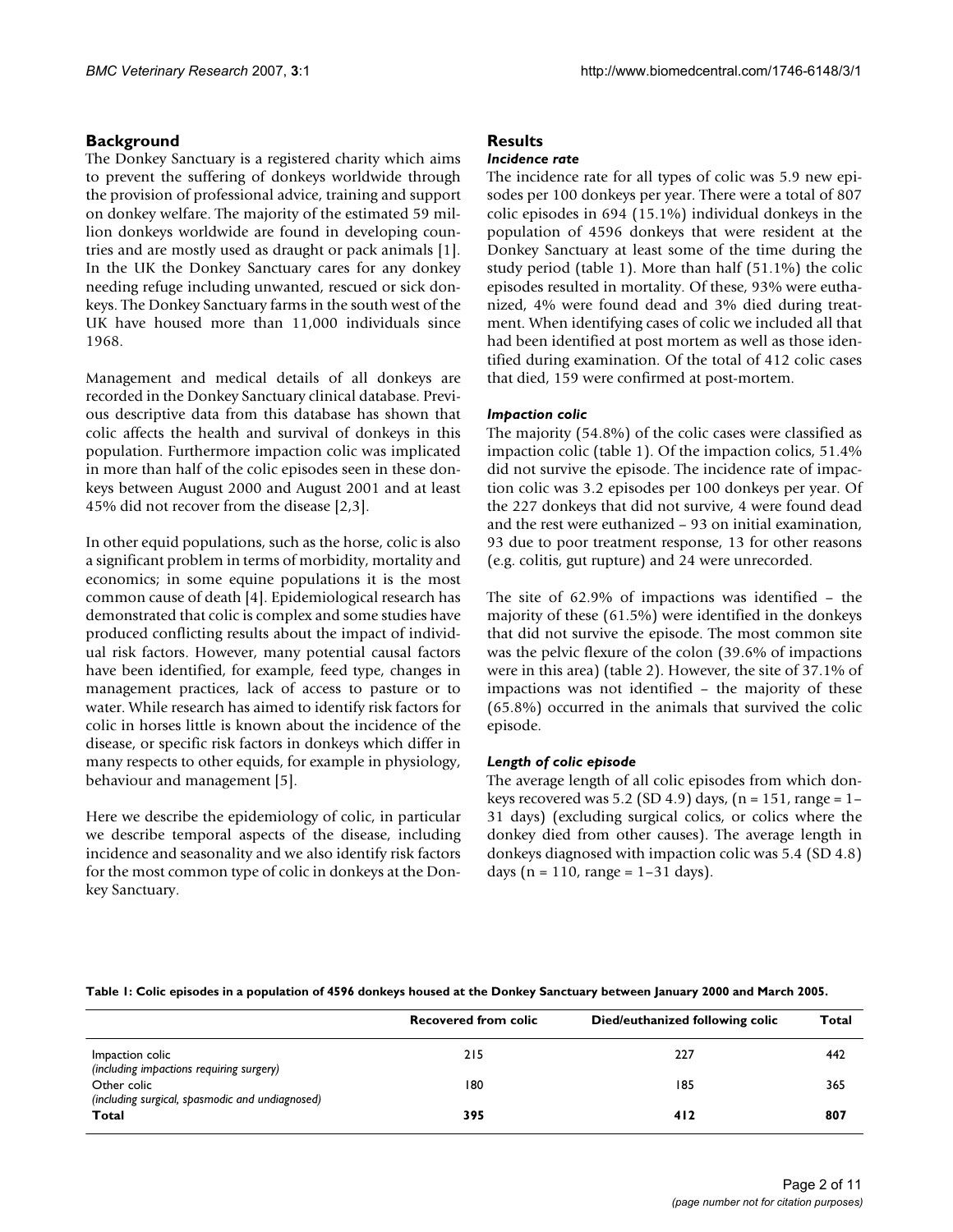## Background

The Donkey Sanctuary is a registered charity which aims to prevent the suffering of donkeys worldwide through the provision of professional advice, training and support on donkey welfare. The majority of the estimated 59 million donkeys worldwide are found in developing countries and are mostly used as draught or pack animals [1]. In the UK the Donkey Sanctuary cares for any donkey needing refuge including unwanted, rescued or sick donkeys. The Donkey Sanctuary farms in the south west of the UK have housed more than 11,000 individuals since 1968.

Management and medical details of all donkeys are recorded in the Donkey Sanctuary clinical database. Previous descriptive data from this database has shown that colic affects the health and survival of donkeys in this population. Furthermore impaction colic was implicated in more than half of the colic episodes seen in these donkeys between August 2000 and August 2001 and at least 45% did not recover from the disease [2,3].

In other equid populations, such as the horse, colic is also a significant problem in terms of morbidity, mortality and economics; in some equine populations it is the most common cause of death [4]. Epidemiological research has demonstrated that colic is complex and some studies have produced conflicting results about the impact of individual risk factors. However, many potential causal factors have been identified, for example, feed type, changes in management practices, lack of access to pasture or to water. While research has aimed to identify risk factors for colic in horses little is known about the incidence of the disease, or specific risk factors in donkeys which differ in many respects to other equids, for example in physiology, behaviour and management [5].

Here we describe the epidemiology of colic, in particular we describe temporal aspects of the disease, including incidence and seasonality and we also identify risk factors for the most common type of colic in donkeys at the Donkey Sanctuary.

## Results

### *Incidence rate*

The incidence rate for all types of colic was 5.9 new episodes per 100 donkeys per year. There were a total of 807 colic episodes in 694 (15.1%) individual donkeys in the population of 4596 donkeys that were resident at the Donkey Sanctuary at least some of the time during the study period (table 1). More than half (51.1%) the colic episodes resulted in mortality. Of these, 93% were euthanized, 4% were found dead and 3% died during treatment. When identifying cases of colic we included all that had been identified at post mortem as well as those identified during examination. Of the total of 412 colic cases that died, 159 were confirmed at post-mortem.

### *Impaction colic*

The majority (54.8%) of the colic cases were classified as impaction colic (table 1). Of the impaction colics, 51.4% did not survive the episode. The incidence rate of impaction colic was 3.2 episodes per 100 donkeys per year. Of the 227 donkeys that did not survive, 4 were found dead and the rest were euthanized – 93 on initial examination, 93 due to poor treatment response, 13 for other reasons (e.g. colitis, gut rupture) and 24 were unrecorded.

The site of 62.9% of impactions was identified – the majority of these (61.5%) were identified in the donkeys that did not survive the episode. The most common site was the pelvic flexure of the colon (39.6% of impactions were in this area) (table 2). However, the site of 37.1% of impactions was not identified – the majority of these (65.8%) occurred in the animals that survived the colic episode.

### *Length of colic episode*

The average length of all colic episodes from which donkeys recovered was 5.2 (SD 4.9) days, (n = 151, range = 1–31 days) (excluding surgical colics, or colics where the donkey died from other causes). The average length in donkeys diagnosed with impaction colic was 5.4 (SD 4.8) days (n = 110, range = 1–31 days).

**Table 1: Colic episodes in a population of 4596 donkeys housed at the Donkey Sanctuary between January 2000 and March 2005.**

| | Recovered from colic | Died/euthanized following colic | Total |
|---|---|---|---|
| Impaction colic *(including impactions requiring surgery)* | 215 | 227 | 442 |
| Other colic *(including surgical, spasmodic and undiagnosed)* | 180 | 185 | 365 |
| **Total** | **395** | **412** | **807** |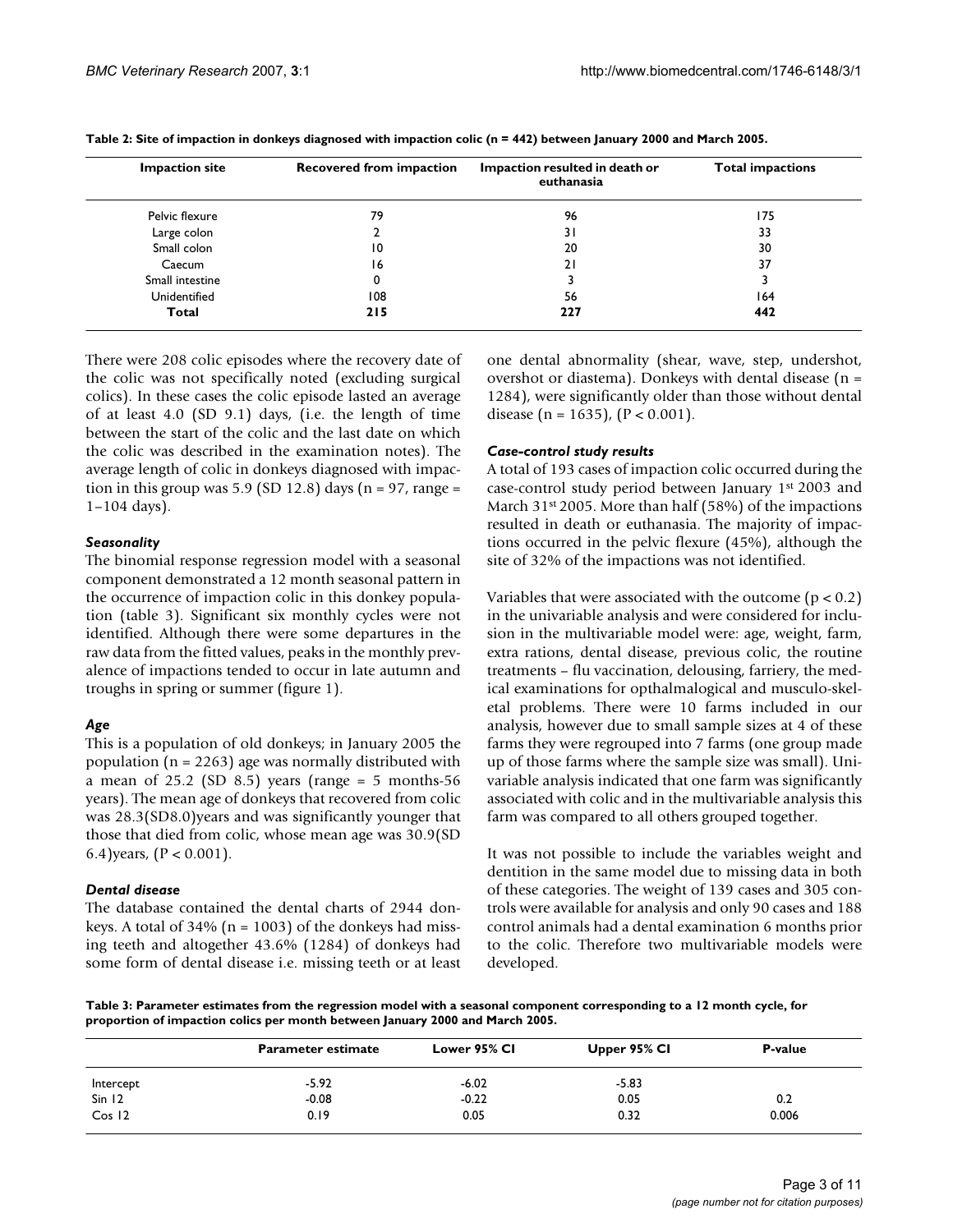**Table 2: Site of impaction in donkeys diagnosed with impaction colic (n = 442) between January 2000 and March 2005.**

| Impaction site | Recovered from impaction | Impaction resulted in death or euthanasia | Total impactions |
| --- | --- | --- | --- |
| Pelvic flexure | 79 | 96 | 175 |
| Large colon | 2 | 31 | 33 |
| Small colon | 10 | 20 | 30 |
| Caecum | 16 | 21 | 37 |
| Small intestine | 0 | 3 | 3 |
| Unidentified | 108 | 56 | 164 |
| **Total** | **215** | **227** | **442** |

There were 208 colic episodes where the recovery date of the colic was not specifically noted (excluding surgical colics). In these cases the colic episode lasted an average of at least 4.0 (SD 9.1) days, (i.e. the length of time between the start of the colic and the last date on which the colic was described in the examination notes). The average length of colic in donkeys diagnosed with impaction in this group was 5.9 (SD 12.8) days (n = 97, range = 1–104 days).

### *Seasonality*

The binomial response regression model with a seasonal component demonstrated a 12 month seasonal pattern in the occurrence of impaction colic in this donkey population (table 3). Significant six monthly cycles were not identified. Although there were some departures in the raw data from the fitted values, peaks in the monthly prevalence of impactions tended to occur in late autumn and troughs in spring or summer (figure 1).

### *Age*

This is a population of old donkeys; in January 2005 the population (n = 2263) age was normally distributed with a mean of 25.2 (SD 8.5) years (range = 5 months-56 years). The mean age of donkeys that recovered from colic was 28.3(SD8.0)years and was significantly younger that those that died from colic, whose mean age was 30.9(SD 6.4)years, ($P < 0.001$).

### *Dental disease*

The database contained the dental charts of 2944 donkeys. A total of 34% (n = 1003) of the donkeys had missing teeth and altogether 43.6% (1284) of donkeys had some form of dental disease i.e. missing teeth or at least one dental abnormality (shear, wave, step, undershot, overshot or diastema). Donkeys with dental disease (n = 1284), were significantly older than those without dental disease (n = 1635), ($P < 0.001$).

### *Case-control study results*

A total of 193 cases of impaction colic occurred during the case-control study period between January 1st 2003 and March 31st 2005. More than half (58%) of the impactions resulted in death or euthanasia. The majority of impactions occurred in the pelvic flexure (45%), although the site of 32% of the impactions was not identified.

Variables that were associated with the outcome ($p < 0.2$) in the univariable analysis and were considered for inclusion in the multivariable model were: age, weight, farm, extra rations, dental disease, previous colic, the routine treatments – flu vaccination, delousing, farriery, the medical examinations for opthalmalogical and musculo-skeletal problems. There were 10 farms included in our analysis, however due to small sample sizes at 4 of these farms they were regrouped into 7 farms (one group made up of those farms where the sample size was small). Univariable analysis indicated that one farm was significantly associated with colic and in the multivariable analysis this farm was compared to all others grouped together.

It was not possible to include the variables weight and dentition in the same model due to missing data in both of these categories. The weight of 139 cases and 305 controls were available for analysis and only 90 cases and 188 control animals had a dental examination 6 months prior to the colic. Therefore two multivariable models were developed.

**Table 3: Parameter estimates from the regression model with a seasonal component corresponding to a 12 month cycle, for proportion of impaction colics per month between January 2000 and March 2005.**

| | Parameter estimate | Lower 95% CI | Upper 95% CI | P-value |
| --- | --- | --- | --- | --- |
| Intercept | -5.92 | -6.02 | -5.83 | |
| Sin 12 | -0.08 | -0.22 | 0.05 | 0.2 |
| Cos 12 | 0.19 | 0.05 | 0.32 | 0.006 |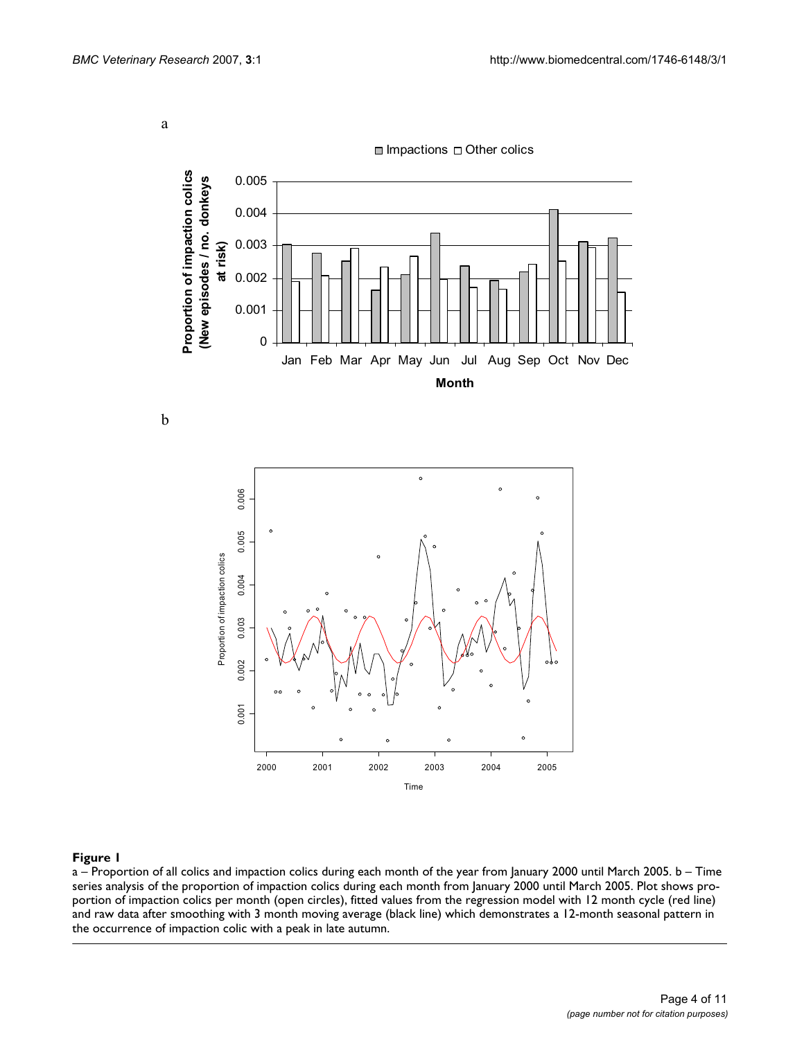a

b

**Figure 1**

a – Proportion of all colics and impaction colics during each month of the year from January 2000 until March 2005. b – Time series analysis of the proportion of impaction colics during each month from January 2000 until March 2005. Plot shows proportion of impaction colics per month (open circles), fitted values from the regression model with 12 month cycle (red line) and raw data after smoothing with 3 month moving average (black line) which demonstrates a 12-month seasonal pattern in the occurrence of impaction colic with a peak in late autumn.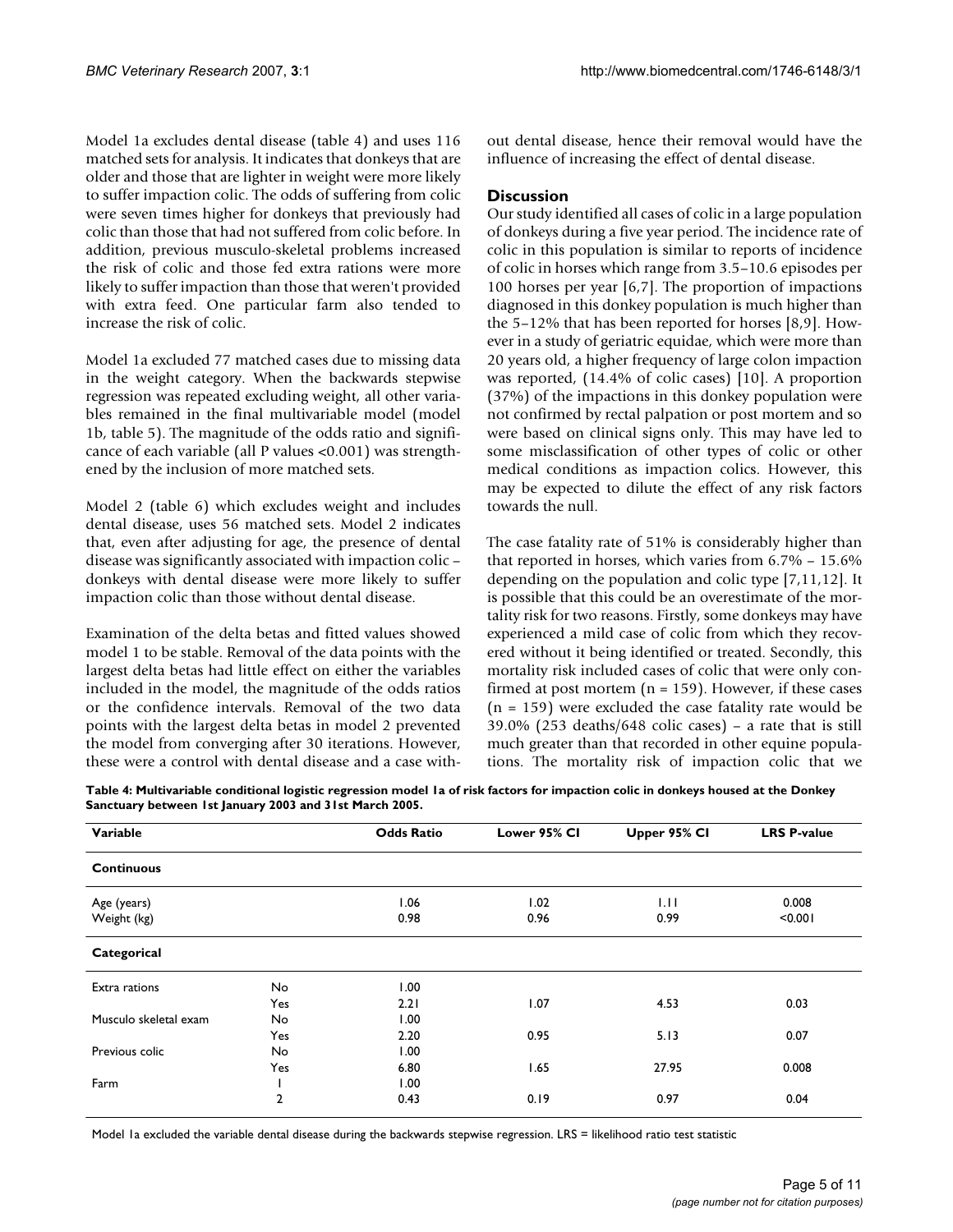Model 1a excludes dental disease (table 4) and uses 116 matched sets for analysis. It indicates that donkeys that are older and those that are lighter in weight were more likely to suffer impaction colic. The odds of suffering from colic were seven times higher for donkeys that previously had colic than those that had not suffered from colic before. In addition, previous musculo-skeletal problems increased the risk of colic and those fed extra rations were more likely to suffer impaction than those that weren't provided with extra feed. One particular farm also tended to increase the risk of colic.

Model 1a excluded 77 matched cases due to missing data in the weight category. When the backwards stepwise regression was repeated excluding weight, all other variables remained in the final multivariable model (model 1b, table 5). The magnitude of the odds ratio and significance of each variable (all P values <0.001) was strengthened by the inclusion of more matched sets.

Model 2 (table 6) which excludes weight and includes dental disease, uses 56 matched sets. Model 2 indicates that, even after adjusting for age, the presence of dental disease was significantly associated with impaction colic – donkeys with dental disease were more likely to suffer impaction colic than those without dental disease.

Examination of the delta betas and fitted values showed model 1 to be stable. Removal of the data points with the largest delta betas had little effect on either the variables included in the model, the magnitude of the odds ratios or the confidence intervals. Removal of the two data points with the largest delta betas in model 2 prevented the model from converging after 30 iterations. However, these were a control with dental disease and a case without dental disease, hence their removal would have the influence of increasing the effect of dental disease.

## Discussion

Our study identified all cases of colic in a large population of donkeys during a five year period. The incidence rate of colic in this population is similar to reports of incidence of colic in horses which range from 3.5–10.6 episodes per 100 horses per year [6,7]. The proportion of impactions diagnosed in this donkey population is much higher than the 5–12% that has been reported for horses [8,9]. However in a study of geriatric equidae, which were more than 20 years old, a higher frequency of large colon impaction was reported, (14.4% of colic cases) [10]. A proportion (37%) of the impactions in this donkey population were not confirmed by rectal palpation or post mortem and so were based on clinical signs only. This may have led to some misclassification of other types of colic or other medical conditions as impaction colics. However, this may be expected to dilute the effect of any risk factors towards the null.

The case fatality rate of 51% is considerably higher than that reported in horses, which varies from 6.7% – 15.6% depending on the population and colic type [7,11,12]. It is possible that this could be an overestimate of the mortality risk for two reasons. Firstly, some donkeys may have experienced a mild case of colic from which they recovered without it being identified or treated. Secondly, this mortality risk included cases of colic that were only confirmed at post mortem (n = 159). However, if these cases (n = 159) were excluded the case fatality rate would be 39.0% (253 deaths/648 colic cases) – a rate that is still much greater than that recorded in other equine populations. The mortality risk of impaction colic that we

**Table 4: Multivariable conditional logistic regression model 1a of risk factors for impaction colic in donkeys housed at the Donkey Sanctuary between 1st January 2003 and 31st March 2005.**

| Variable | | Odds Ratio | Lower 95% CI | Upper 95% CI | LRS P-value |
|---|---|---|---|---|---|
| **Continuous** | | | | | |
| Age (years) | | 1.06 | 1.02 | 1.11 | 0.008 |
| Weight (kg) | | 0.98 | 0.96 | 0.99 | <0.001 |
| **Categorical** | | | | | |
| Extra rations | No | 1.00 | | | |
| | Yes | 2.21 | 1.07 | 4.53 | 0.03 |
| Musculo skeletal exam | No | 1.00 | | | |
| | Yes | 2.20 | 0.95 | 5.13 | 0.07 |
| Previous colic | No | 1.00 | | | |
| | Yes | 6.80 | 1.65 | 27.95 | 0.008 |
| Farm | 1 | 1.00 | | | |
| | 2 | 0.43 | 0.19 | 0.97 | 0.04 |

Model 1a excluded the variable dental disease during the backwards stepwise regression. LRS = likelihood ratio test statistic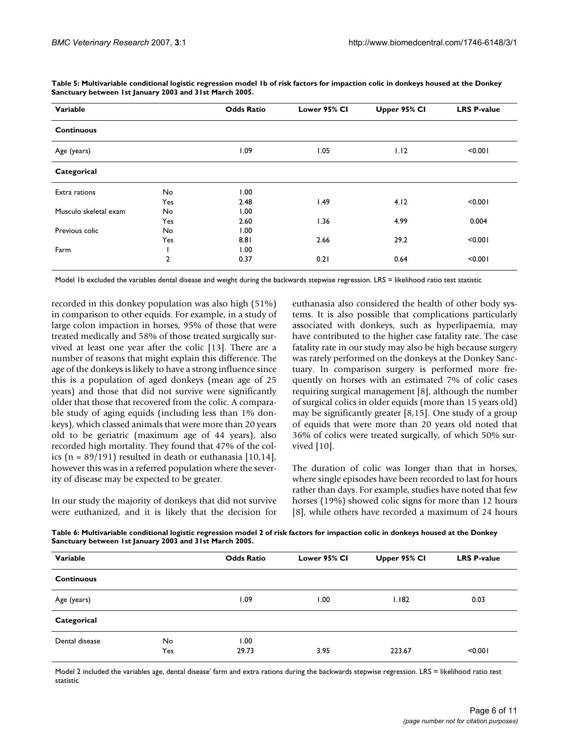**Table 5: Multivariable conditional logistic regression model 1b of risk factors for impaction colic in donkeys housed at the Donkey Sanctuary between 1st January 2003 and 31st March 2005.**

| Variable | | Odds Ratio | Lower 95% CI | Upper 95% CI | LRS P-value |
| --- | --- | --- | --- | --- | --- |
| **Continuous** | | | | | |
| Age (years) | | 1.09 | 1.05 | 1.12 | <0.001 |
| **Categorical** | | | | | |
| Extra rations | No | 1.00 | | | |
| | Yes | 2.48 | 1.49 | 4.12 | <0.001 |
| Musculo skeletal exam | No | 1.00 | | | |
| | Yes | 2.60 | 1.36 | 4.99 | 0.004 |
| Previous colic | No | 1.00 | | | |
| | Yes | 8.81 | 2.66 | 29.2 | <0.001 |
| Farm | 1 | 1.00 | | | |
| | 2 | 0.37 | 0.21 | 0.64 | <0.001 |

Model 1b excluded the variables dental disease and weight during the backwards stepwise regression. LRS = likelihood ratio test statistic

recorded in this donkey population was also high (51%) in comparison to other equids. For example, in a study of large colon impaction in horses, 95% of those that were treated medically and 58% of those treated surgically survived at least one year after the colic [13]. There are a number of reasons that might explain this difference. The age of the donkeys is likely to have a strong influence since this is a population of aged donkeys (mean age of 25 years) and those that did not survive were significantly older that those that recovered from the colic. A comparable study of aging equids (including less than 1% donkeys), which classed animals that were more than 20 years old to be geriatric (maximum age of 44 years), also recorded high mortality. They found that 47% of the colics (n = 89/191) resulted in death or euthanasia [10,14], however this was in a referred population where the severity of disease may be expected to be greater.

In our study the majority of donkeys that did not survive were euthanized, and it is likely that the decision for euthanasia also considered the health of other body systems. It is also possible that complications particularly associated with donkeys, such as hyperlipaemia, may have contributed to the higher case fatality rate. The case fatality rate in our study may also be high because surgery was rarely performed on the donkeys at the Donkey Sanctuary. In comparison surgery is performed more frequently on horses with an estimated 7% of colic cases requiring surgical management [8], although the number of surgical colics in older equids (more than 15 years old) may be significantly greater [8,15]. One study of a group of equids that were more than 20 years old noted that 36% of colics were treated surgically, of which 50% survived [10].

The duration of colic was longer than that in horses, where single episodes have been recorded to last for hours rather than days. For example, studies have noted that few horses (19%) showed colic signs for more than 12 hours [8], while others have recorded a maximum of 24 hours

**Table 6: Multivariable conditional logistic regression model 2 of risk factors for impaction colic in donkeys housed at the Donkey Sanctuary between 1st January 2003 and 31st March 2005.**

| Variable | | Odds Ratio | Lower 95% CI | Upper 95% CI | LRS P-value |
| --- | --- | --- | --- | --- | --- |
| **Continuous** | | | | | |
| Age (years) | | 1.09 | 1.00 | 1.182 | 0.03 |
| **Categorical** | | | | | |
| Dental disease | No | 1.00 | | | |
| | Yes | 29.73 | 3.95 | 223.67 | <0.001 |

Model 2 included the variables age, dental disease' farm and extra rations during the backwards stepwise regression. LRS = likelihood ratio test statistic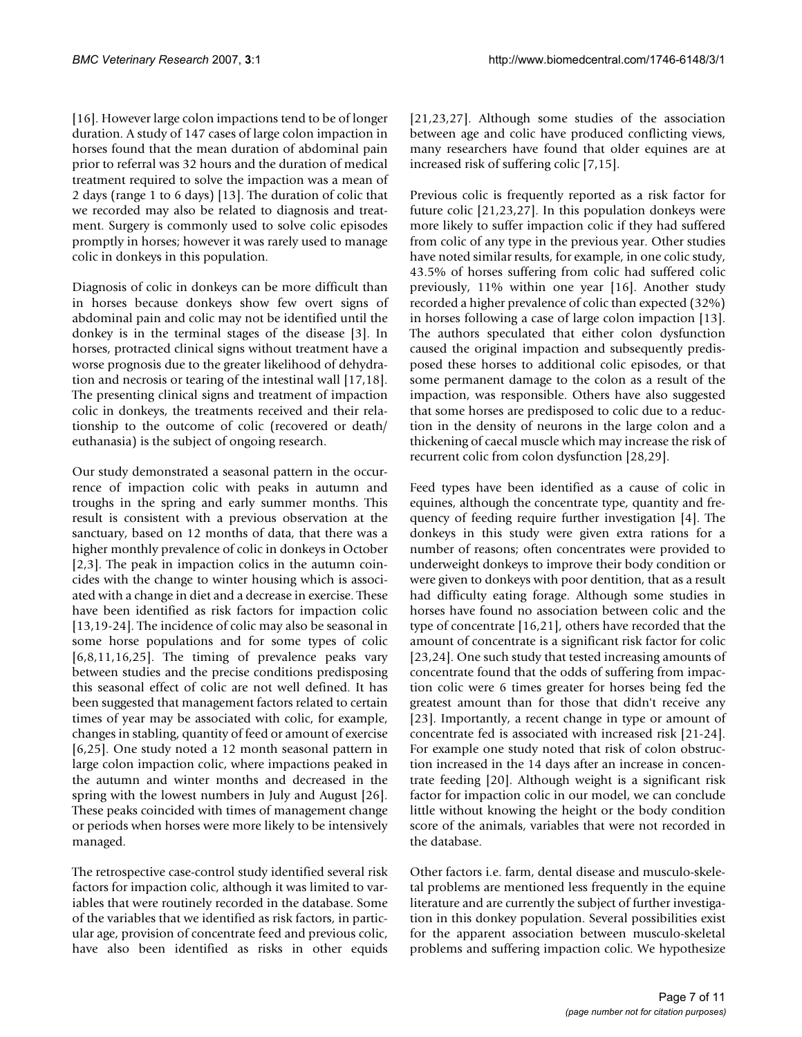[16]. However large colon impactions tend to be of longer duration. A study of 147 cases of large colon impaction in horses found that the mean duration of abdominal pain prior to referral was 32 hours and the duration of medical treatment required to solve the impaction was a mean of 2 days (range 1 to 6 days) [13]. The duration of colic that we recorded may also be related to diagnosis and treatment. Surgery is commonly used to solve colic episodes promptly in horses; however it was rarely used to manage colic in donkeys in this population.

Diagnosis of colic in donkeys can be more difficult than in horses because donkeys show few overt signs of abdominal pain and colic may not be identified until the donkey is in the terminal stages of the disease [3]. In horses, protracted clinical signs without treatment have a worse prognosis due to the greater likelihood of dehydration and necrosis or tearing of the intestinal wall [17,18]. The presenting clinical signs and treatment of impaction colic in donkeys, the treatments received and their relationship to the outcome of colic (recovered or death/euthanasia) is the subject of ongoing research.

Our study demonstrated a seasonal pattern in the occurrence of impaction colic with peaks in autumn and troughs in the spring and early summer months. This result is consistent with a previous observation at the sanctuary, based on 12 months of data, that there was a higher monthly prevalence of colic in donkeys in October [2,3]. The peak in impaction colics in the autumn coincides with the change to winter housing which is associated with a change in diet and a decrease in exercise. These have been identified as risk factors for impaction colic [13,19-24]. The incidence of colic may also be seasonal in some horse populations and for some types of colic [6,8,11,16,25]. The timing of prevalence peaks vary between studies and the precise conditions predisposing this seasonal effect of colic are not well defined. It has been suggested that management factors related to certain times of year may be associated with colic, for example, changes in stabling, quantity of feed or amount of exercise [6,25]. One study noted a 12 month seasonal pattern in large colon impaction colic, where impactions peaked in the autumn and winter months and decreased in the spring with the lowest numbers in July and August [26]. These peaks coincided with times of management change or periods when horses were more likely to be intensively managed.

The retrospective case-control study identified several risk factors for impaction colic, although it was limited to variables that were routinely recorded in the database. Some of the variables that we identified as risk factors, in particular age, provision of concentrate feed and previous colic, have also been identified as risks in other equids [21,23,27]. Although some studies of the association between age and colic have produced conflicting views, many researchers have found that older equines are at increased risk of suffering colic [7,15].

Previous colic is frequently reported as a risk factor for future colic [21,23,27]. In this population donkeys were more likely to suffer impaction colic if they had suffered from colic of any type in the previous year. Other studies have noted similar results, for example, in one colic study, 43.5% of horses suffering from colic had suffered colic previously, 11% within one year [16]. Another study recorded a higher prevalence of colic than expected (32%) in horses following a case of large colon impaction [13]. The authors speculated that either colon dysfunction caused the original impaction and subsequently predisposed these horses to additional colic episodes, or that some permanent damage to the colon as a result of the impaction, was responsible. Others have also suggested that some horses are predisposed to colic due to a reduction in the density of neurons in the large colon and a thickening of caecal muscle which may increase the risk of recurrent colic from colon dysfunction [28,29].

Feed types have been identified as a cause of colic in equines, although the concentrate type, quantity and frequency of feeding require further investigation [4]. The donkeys in this study were given extra rations for a number of reasons; often concentrates were provided to underweight donkeys to improve their body condition or were given to donkeys with poor dentition, that as a result had difficulty eating forage. Although some studies in horses have found no association between colic and the type of concentrate [16,21], others have recorded that the amount of concentrate is a significant risk factor for colic [23,24]. One such study that tested increasing amounts of concentrate found that the odds of suffering from impaction colic were 6 times greater for horses being fed the greatest amount than for those that didn't receive any [23]. Importantly, a recent change in type or amount of concentrate fed is associated with increased risk [21-24]. For example one study noted that risk of colon obstruction increased in the 14 days after an increase in concentrate feeding [20]. Although weight is a significant risk factor for impaction colic in our model, we can conclude little without knowing the height or the body condition score of the animals, variables that were not recorded in the database.

Other factors i.e. farm, dental disease and musculo-skeletal problems are mentioned less frequently in the equine literature and are currently the subject of further investigation in this donkey population. Several possibilities exist for the apparent association between musculo-skeletal problems and suffering impaction colic. We hypothesize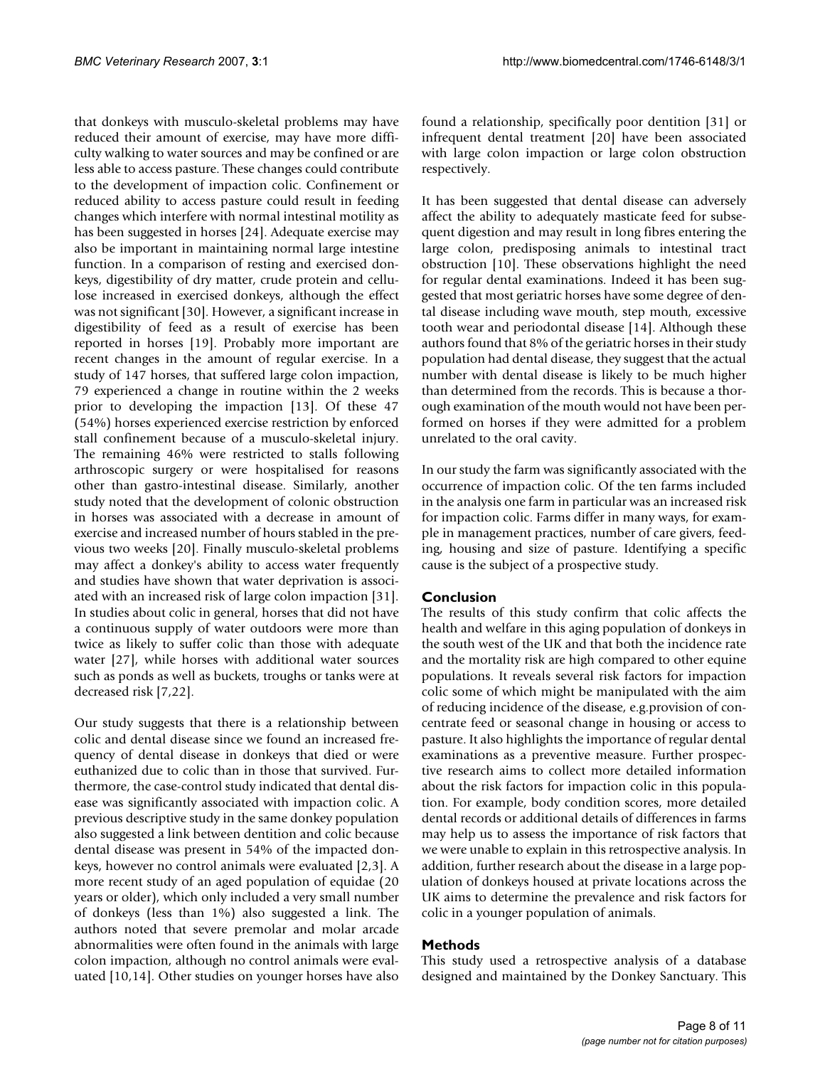that donkeys with musculo-skeletal problems may have reduced their amount of exercise, may have more difficulty walking to water sources and may be confined or are less able to access pasture. These changes could contribute to the development of impaction colic. Confinement or reduced ability to access pasture could result in feeding changes which interfere with normal intestinal motility as has been suggested in horses [24]. Adequate exercise may also be important in maintaining normal large intestine function. In a comparison of resting and exercised donkeys, digestibility of dry matter, crude protein and cellulose increased in exercised donkeys, although the effect was not significant [30]. However, a significant increase in digestibility of feed as a result of exercise has been reported in horses [19]. Probably more important are recent changes in the amount of regular exercise. In a study of 147 horses, that suffered large colon impaction, 79 experienced a change in routine within the 2 weeks prior to developing the impaction [13]. Of these 47 (54%) horses experienced exercise restriction by enforced stall confinement because of a musculo-skeletal injury. The remaining 46% were restricted to stalls following arthroscopic surgery or were hospitalised for reasons other than gastro-intestinal disease. Similarly, another study noted that the development of colonic obstruction in horses was associated with a decrease in amount of exercise and increased number of hours stabled in the previous two weeks [20]. Finally musculo-skeletal problems may affect a donkey's ability to access water frequently and studies have shown that water deprivation is associated with an increased risk of large colon impaction [31]. In studies about colic in general, horses that did not have a continuous supply of water outdoors were more than twice as likely to suffer colic than those with adequate water [27], while horses with additional water sources such as ponds as well as buckets, troughs or tanks were at decreased risk [7,22].

Our study suggests that there is a relationship between colic and dental disease since we found an increased frequency of dental disease in donkeys that died or were euthanized due to colic than in those that survived. Furthermore, the case-control study indicated that dental disease was significantly associated with impaction colic. A previous descriptive study in the same donkey population also suggested a link between dentition and colic because dental disease was present in 54% of the impacted donkeys, however no control animals were evaluated [2,3]. A more recent study of an aged population of equidae (20 years or older), which only included a very small number of donkeys (less than 1%) also suggested a link. The authors noted that severe premolar and molar arcade abnormalities were often found in the animals with large colon impaction, although no control animals were evaluated [10,14]. Other studies on younger horses have also found a relationship, specifically poor dentition [31] or infrequent dental treatment [20] have been associated with large colon impaction or large colon obstruction respectively.

It has been suggested that dental disease can adversely affect the ability to adequately masticate feed for subsequent digestion and may result in long fibres entering the large colon, predisposing animals to intestinal tract obstruction [10]. These observations highlight the need for regular dental examinations. Indeed it has been suggested that most geriatric horses have some degree of dental disease including wave mouth, step mouth, excessive tooth wear and periodontal disease [14]. Although these authors found that 8% of the geriatric horses in their study population had dental disease, they suggest that the actual number with dental disease is likely to be much higher than determined from the records. This is because a thorough examination of the mouth would not have been performed on horses if they were admitted for a problem unrelated to the oral cavity.

In our study the farm was significantly associated with the occurrence of impaction colic. Of the ten farms included in the analysis one farm in particular was an increased risk for impaction colic. Farms differ in many ways, for example in management practices, number of care givers, feeding, housing and size of pasture. Identifying a specific cause is the subject of a prospective study.

## Conclusion

The results of this study confirm that colic affects the health and welfare in this aging population of donkeys in the south west of the UK and that both the incidence rate and the mortality risk are high compared to other equine populations. It reveals several risk factors for impaction colic some of which might be manipulated with the aim of reducing incidence of the disease, e.g.provision of concentrate feed or seasonal change in housing or access to pasture. It also highlights the importance of regular dental examinations as a preventive measure. Further prospective research aims to collect more detailed information about the risk factors for impaction colic in this population. For example, body condition scores, more detailed dental records or additional details of differences in farms may help us to assess the importance of risk factors that we were unable to explain in this retrospective analysis. In addition, further research about the disease in a large population of donkeys housed at private locations across the UK aims to determine the prevalence and risk factors for colic in a younger population of animals.

## Methods

This study used a retrospective analysis of a database designed and maintained by the Donkey Sanctuary. This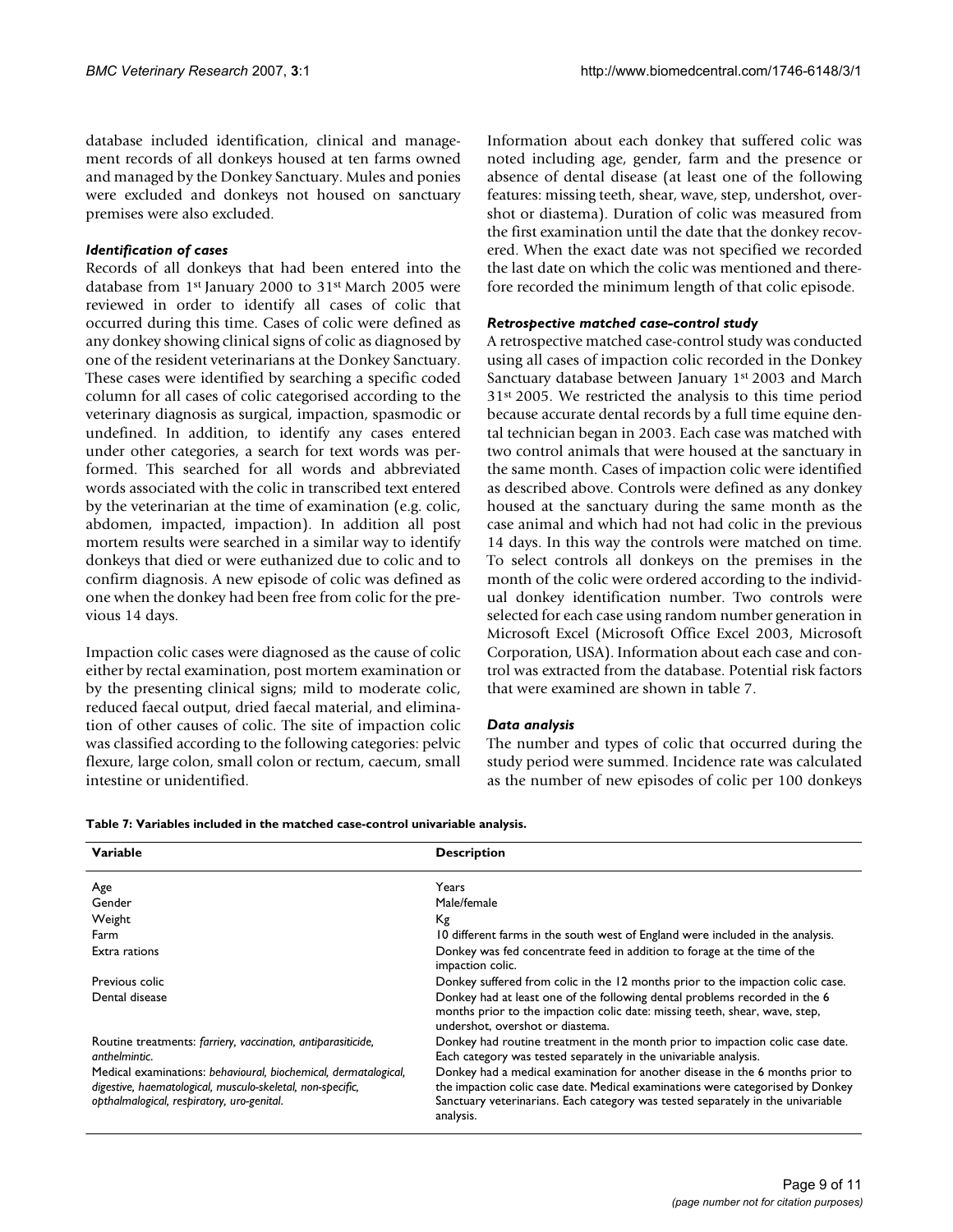database included identification, clinical and management records of all donkeys housed at ten farms owned and managed by the Donkey Sanctuary. Mules and ponies were excluded and donkeys not housed on sanctuary premises were also excluded.

### *Identification of cases*

Records of all donkeys that had been entered into the database from 1st January 2000 to 31st March 2005 were reviewed in order to identify all cases of colic that occurred during this time. Cases of colic were defined as any donkey showing clinical signs of colic as diagnosed by one of the resident veterinarians at the Donkey Sanctuary. These cases were identified by searching a specific coded column for all cases of colic categorised according to the veterinary diagnosis as surgical, impaction, spasmodic or undefined. In addition, to identify any cases entered under other categories, a search for text words was performed. This searched for all words and abbreviated words associated with the colic in transcribed text entered by the veterinarian at the time of examination (e.g. colic, abdomen, impacted, impaction). In addition all post mortem results were searched in a similar way to identify donkeys that died or were euthanized due to colic and to confirm diagnosis. A new episode of colic was defined as one when the donkey had been free from colic for the previous 14 days.

Impaction colic cases were diagnosed as the cause of colic either by rectal examination, post mortem examination or by the presenting clinical signs; mild to moderate colic, reduced faecal output, dried faecal material, and elimination of other causes of colic. The site of impaction colic was classified according to the following categories: pelvic flexure, large colon, small colon or rectum, caecum, small intestine or unidentified.

Information about each donkey that suffered colic was noted including age, gender, farm and the presence or absence of dental disease (at least one of the following features: missing teeth, shear, wave, step, undershot, overshot or diastema). Duration of colic was measured from the first examination until the date that the donkey recovered. When the exact date was not specified we recorded the last date on which the colic was mentioned and therefore recorded the minimum length of that colic episode.

### *Retrospective matched case-control study*

A retrospective matched case-control study was conducted using all cases of impaction colic recorded in the Donkey Sanctuary database between January 1st 2003 and March 31st 2005. We restricted the analysis to this time period because accurate dental records by a full time equine dental technician began in 2003. Each case was matched with two control animals that were housed at the sanctuary in the same month. Cases of impaction colic were identified as described above. Controls were defined as any donkey housed at the sanctuary during the same month as the case animal and which had not had colic in the previous 14 days. In this way the controls were matched on time. To select controls all donkeys on the premises in the month of the colic were ordered according to the individual donkey identification number. Two controls were selected for each case using random number generation in Microsoft Excel (Microsoft Office Excel 2003, Microsoft Corporation, USA). Information about each case and control was extracted from the database. Potential risk factors that were examined are shown in table 7.

### *Data analysis*

The number and types of colic that occurred during the study period were summed. Incidence rate was calculated as the number of new episodes of colic per 100 donkeys

**Table 7: Variables included in the matched case-control univariable analysis.**

| Variable | Description |
|---|---|
| Age | Years |
| Gender | Male/female |
| Weight | Kg |
| Farm | 10 different farms in the south west of England were included in the analysis. |
| Extra rations | Donkey was fed concentrate feed in addition to forage at the time of the impaction colic. |
| Previous colic | Donkey suffered from colic in the 12 months prior to the impaction colic case. |
| Dental disease | Donkey had at least one of the following dental problems recorded in the 6 months prior to the impaction colic date: missing teeth, shear, wave, step, undershot, overshot or diastema. |
| Routine treatments: *farriery, vaccination, antiparasiticide, anthelmintic.* | Donkey had routine treatment in the month prior to impaction colic case date. Each category was tested separately in the univariable analysis. |
| Medical examinations: *behavioural, biochemical, dermatological, digestive, haematological, musculo-skeletal, non-specific, opthalmalogical, respiratory, uro-genital.* | Donkey had a medical examination for another disease in the 6 months prior to the impaction colic case date. Medical examinations were categorised by Donkey Sanctuary veterinarians. Each category was tested separately in the univariable analysis. |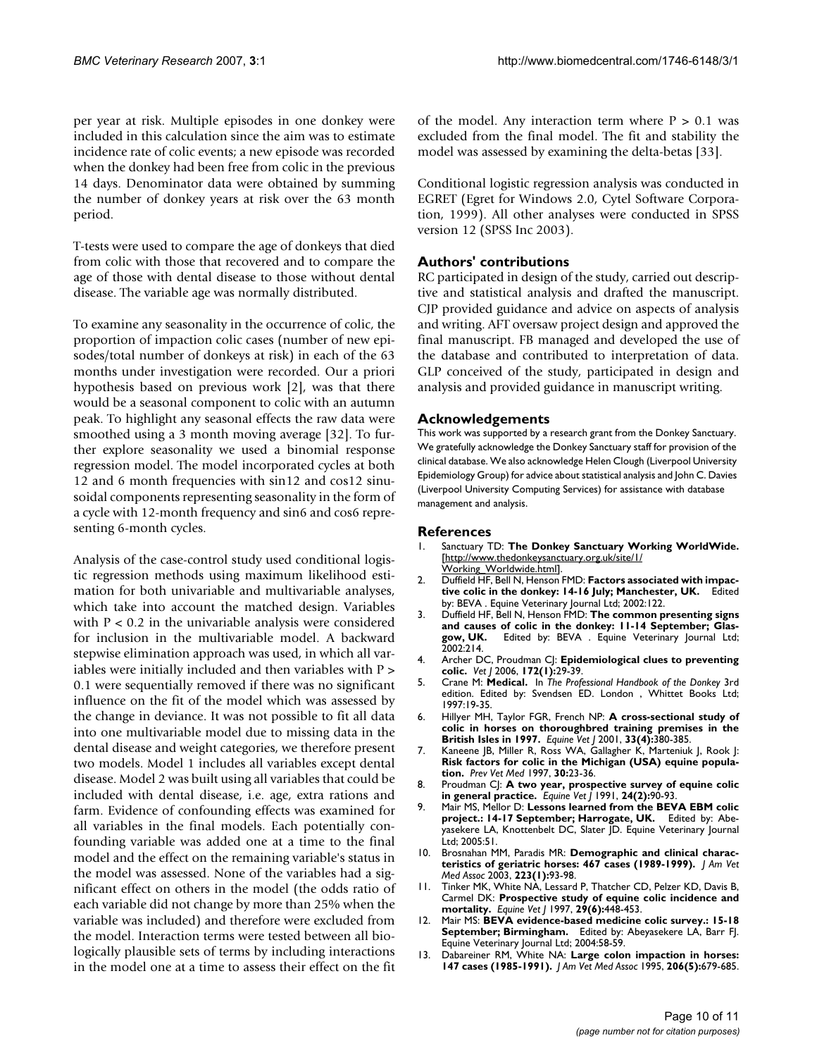per year at risk. Multiple episodes in one donkey were included in this calculation since the aim was to estimate incidence rate of colic events; a new episode was recorded when the donkey had been free from colic in the previous 14 days. Denominator data were obtained by summing the number of donkey years at risk over the 63 month period.

T-tests were used to compare the age of donkeys that died from colic with those that recovered and to compare the age of those with dental disease to those without dental disease. The variable age was normally distributed.

To examine any seasonality in the occurrence of colic, the proportion of impaction colic cases (number of new episodes/total number of donkeys at risk) in each of the 63 months under investigation were recorded. Our a priori hypothesis based on previous work [2], was that there would be a seasonal component to colic with an autumn peak. To highlight any seasonal effects the raw data were smoothed using a 3 month moving average [32]. To further explore seasonality we used a binomial response regression model. The model incorporated cycles at both 12 and 6 month frequencies with sin12 and cos12 sinusoidal components representing seasonality in the form of a cycle with 12-month frequency and sin6 and cos6 representing 6-month cycles.

Analysis of the case-control study used conditional logistic regression methods using maximum likelihood estimation for both univariable and multivariable analyses, which take into account the matched design. Variables with $P < 0.2$ in the univariable analysis were considered for inclusion in the multivariable model. A backward stepwise elimination approach was used, in which all variables were initially included and then variables with $P > 0.1$ were sequentially removed if there was no significant influence on the fit of the model which was assessed by the change in deviance. It was not possible to fit all data into one multivariable model due to missing data in the dental disease and weight categories, we therefore present two models. Model 1 includes all variables except dental disease. Model 2 was built using all variables that could be included with dental disease, i.e. age, extra rations and farm. Evidence of confounding effects was examined for all variables in the final models. Each potentially confounding variable was added one at a time to the final model and the effect on the remaining variable's status in the model was assessed. None of the variables had a significant effect on others in the model (the odds ratio of each variable did not change by more than 25% when the variable was included) and therefore were excluded from the model. Interaction terms were tested between all biologically plausible sets of terms by including interactions in the model one at a time to assess their effect on the fit of the model. Any interaction term where $P > 0.1$ was excluded from the final model. The fit and stability the model was assessed by examining the delta-betas [33].

Conditional logistic regression analysis was conducted in EGRET (Egret for Windows 2.0, Cytel Software Corporation, 1999). All other analyses were conducted in SPSS version 12 (SPSS Inc 2003).

## Authors' contributions

RC participated in design of the study, carried out descriptive and statistical analysis and drafted the manuscript. CJP provided guidance and advice on aspects of analysis and writing. AFT oversaw project design and approved the final manuscript. FB managed and developed the use of the database and contributed to interpretation of data. GLP conceived of the study, participated in design and analysis and provided guidance in manuscript writing.

## Acknowledgements

This work was supported by a research grant from the Donkey Sanctuary. We gratefully acknowledge the Donkey Sanctuary staff for provision of the clinical database. We also acknowledge Helen Clough (Liverpool University Epidemiology Group) for advice about statistical analysis and John C. Davies (Liverpool University Computing Services) for assistance with database management and analysis.

## References

1. Sanctuary TD: **The Donkey Sanctuary Working WorldWide.** [http://www.thedonkeysanctuary.org.uk/site/1/Working_Worldwide.html].
2. Duffield HF, Bell N, Henson FMD: **Factors associated with impactive colic in the donkey: 14-16 July; Manchester, UK.** Edited by: BEVA . Equine Veterinary Journal Ltd; 2002:122.
3. Duffield HF, Bell N, Henson FMD: **The common presenting signs and causes of colic in the donkey: 11-14 September; Glasgow, UK.** Edited by: BEVA . Equine Veterinary Journal Ltd; 2002:214.
4. Archer DC, Proudman CJ: **Epidemiological clues to preventing colic.** *Vet J* 2006, **172(1):**29-39.
5. Crane M: **Medical.** In *The Professional Handbook of the Donkey* 3rd edition. Edited by: Svendsen ED. London , Whittet Books Ltd; 1997:19-35.
6. Hillyer MH, Taylor FGR, French NP: **A cross-sectional study of colic in horses on thoroughbred training premises in the British Isles in 1997.** *Equine Vet J* 2001, **33(4):**380-385.
7. Kaneene JB, Miller R, Ross WA, Gallagher K, Marteniuk J, Rook J: **Risk factors for colic in the Michigan (USA) equine population.** *Prev Vet Med* 1997, **30:**23-36.
8. Proudman CJ: **A two year, prospective survey of equine colic in general practice.** *Equine Vet J* 1991, **24(2):**90-93.
9. Mair MS, Mellor D: **Lessons learned from the BEVA EBM colic project.: 14-17 September; Harrogate, UK.** Edited by: Abeyasekere LA, Knottenbelt DC, Slater JD. Equine Veterinary Journal Ltd; 2005:51.
10. Brosnahan MM, Paradis MR: **Demographic and clinical characteristics of geriatric horses: 467 cases (1989-1999).** *J Am Vet Med Assoc* 2003, **223(1):**93-98.
11. Tinker MK, White NA, Lessard P, Thatcher CD, Pelzer KD, Davis B, Carmel DK: **Prospective study of equine colic incidence and mortality.** *Equine Vet J* 1997, **29(6):**448-453.
12. Mair MS: **BEVA evidence-based medicine colic survey.: 15-18 September; Birmingham.** Edited by: Abeyasekere LA, Barr FJ. Equine Veterinary Journal Ltd; 2004:58-59.
13. Dabareiner RM, White NA: **Large colon impaction in horses: 147 cases (1985-1991).** *J Am Vet Med Assoc* 1995, **206(5):**679-685.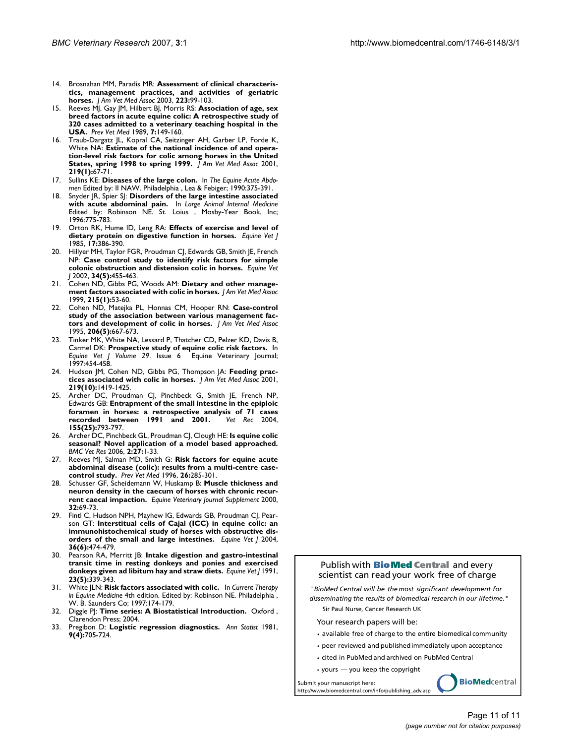14. Brosnahan MM, Paradis MR: **Assessment of clinical characteristics, management practices, and activities of geriatric horses.** *J Am Vet Med Assoc* 2003, **223:**99-103.
15. Reeves MJ, Gay JM, Hilbert BJ, Morris RS: **Association of age, sex breed factors in acute equine colic: A retrospective study of 320 cases admitted to a veterinary teaching hospital in the USA.** *Prev Vet Med* 1989, **7:**149-160.
16. Traub-Dargatz JL, Kopral CA, Seitzinger AH, Garber LP, Forde K, White NA: **Estimate of the national incidence of and operation-level risk factors for colic among horses in the United States, spring 1998 to spring 1999.** *J Am Vet Med Assoc* 2001, **219(1):**67-71.
17. Sullins KE: **Diseases of the large colon.** In *The Equine Acute Abdomen* Edited by: II NAW. Philadelphia , Lea & Febiger; 1990:375-391.
18. Snyder JR, Spier SJ: **Disorders of the large intestine associated with acute abdominal pain.** In *Large Animal Internal Medicine* Edited by: Robinson NE. St. Loius , Mosby-Year Book, Inc; 1996:775-783.
19. Orton RK, Hume ID, Leng RA: **Effects of exercise and level of dietary protein on digestive function in horses.** *Equine Vet J* 1985, **17:**386-390.
20. Hillyer MH, Taylor FGR, Proudman CJ, Edwards GB, Smith JE, French NP: **Case control study to identify risk factors for simple colonic obstruction and distension colic in horses.** *Equine Vet J* 2002, **34(5):**455-463.
21. Cohen ND, Gibbs PG, Woods AM: **Dietary and other management factors associated with colic in horses.** *J Am Vet Med Assoc* 1999, **215(1):**53-60.
22. Cohen ND, Matejka PL, Honnas CM, Hooper RN: **Case-control study of the association between various management factors and development of colic in horses.** *J Am Vet Med Assoc* 1995, **206(5):**667-673.
23. Tinker MK, White NA, Lessard P, Thatcher CD, Pelzer KD, Davis B, Carmel DK: **Prospective study of equine colic risk factors.** In *Equine Vet J Volume 29*. Issue 6 Equine Veterinary Journal; 1997:454-458.
24. Hudson JM, Cohen ND, Gibbs PG, Thompson JA: **Feeding practices associated with colic in horses.** *J Am Vet Med Assoc* 2001, **219(10):**1419-1425.
25. Archer DC, Proudman CJ, Pinchbeck G, Smith JE, French NP, Edwards GB: **Entrapment of the small intestine in the epiploic foramen in horses: a retrospective analysis of 71 cases recorded between 1991 and 2001.** *Vet Rec* 2004, **155(25):**793-797.
26. Archer DC, Pinchbeck GL, Proudman CJ, Clough HE: **Is equine colic seasonal? Novel application of a model based approached.** *BMC Vet Res* 2006, **2:27:**1-33.
27. Reeves MJ, Salman MD, Smith G: **Risk factors for equine acute abdominal disease (colic): results from a multi-centre case-control study.** *Prev Vet Med* 1996, **26:**285-301.
28. Schusser GF, Scheidemann W, Huskamp B: **Muscle thickness and neuron density in the caecum of horses with chronic recurrent caecal impaction.** *Equine Veterinary Journal Supplement* 2000, **32:**69-73.
29. Fintl C, Hudson NPH, Mayhew IG, Edwards GB, Proudman CJ, Pearson GT: **Interstitial cells of Cajal (ICC) in equine colic: an immunohistochemical study of horses with obstructive disorders of the small and large intestines.** *Equine Vet J* 2004, **36(6):**474-479.
30. Pearson RA, Merritt JB: **Intake digestion and gastro-intestinal transit time in resting donkeys and ponies and exercised donkeys given ad libitum hay and straw diets.** *Equine Vet J* 1991, **23(5):**339-343.
31. White JLN: **Risk factors associated with colic.** In *Current Therapy in Equine Medicine* 4th edition. Edited by: Robinson NE. Philadelphia , W. B. Saunders Co; 1997:174-179.
32. Diggle PJ: **Time series: A Biostatistical Introduction.** Oxford , Clarendon Press; 2004.
33. Pregibon D: **Logistic regression diagnostics.** *Ann Statist* 1981, **9(4):**705-724.

Publish with **BioMed Central** and every scientist can read your work free of charge

*"BioMed Central will be the most significant development for disseminating the results of biomedical research in our lifetime."*
Sir Paul Nurse, Cancer Research UK

Your research papers will be:

- available free of charge to the entire biomedical community
- peer reviewed and published immediately upon acceptance
- cited in PubMed and archived on PubMed Central
- yours — you keep the copyright

Submit your manuscript here:
http://www.biomedcentral.com/info/publishing_adv.asp

BioMedcentral